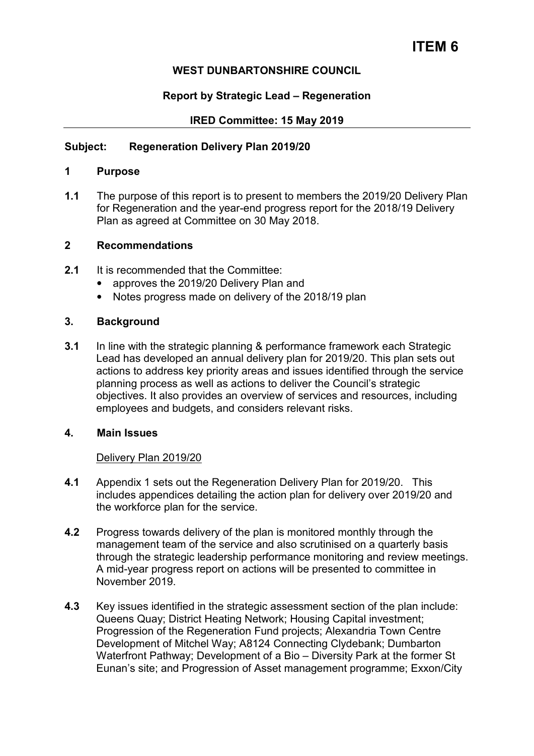# ITEM 6

**WEST DUNBARTONSHIRE COUNCIL**

**Report by Strategic Lead – Regeneration**

**IRED Committee: 15 May 2019**

---

**Subject: Regeneration Delivery Plan 2019/20**

## 1 Purpose

**1.1** The purpose of this report is to present to members the 2019/20 Delivery Plan for Regeneration and the year-end progress report for the 2018/19 Delivery Plan as agreed at Committee on 30 May 2018.

## 2 Recommendations

**2.1** It is recommended that the Committee:

- approves the 2019/20 Delivery Plan and
- Notes progress made on delivery of the 2018/19 plan

## 3. Background

**3.1** In line with the strategic planning & performance framework each Strategic Lead has developed an annual delivery plan for 2019/20. This plan sets out actions to address key priority areas and issues identified through the service planning process as well as actions to deliver the Council's strategic objectives. It also provides an overview of services and resources, including employees and budgets, and considers relevant risks.

## 4. Main Issues

Delivery Plan 2019/20

**4.1** Appendix 1 sets out the Regeneration Delivery Plan for 2019/20. This includes appendices detailing the action plan for delivery over 2019/20 and the workforce plan for the service.

**4.2** Progress towards delivery of the plan is monitored monthly through the management team of the service and also scrutinised on a quarterly basis through the strategic leadership performance monitoring and review meetings. A mid-year progress report on actions will be presented to committee in November 2019.

**4.3** Key issues identified in the strategic assessment section of the plan include: Queens Quay; District Heating Network; Housing Capital investment; Progression of the Regeneration Fund projects; Alexandria Town Centre Development of Mitchel Way; A8124 Connecting Clydebank; Dumbarton Waterfront Pathway; Development of a Bio – Diversity Park at the former St Eunan's site; and Progression of Asset management programme; Exxon/City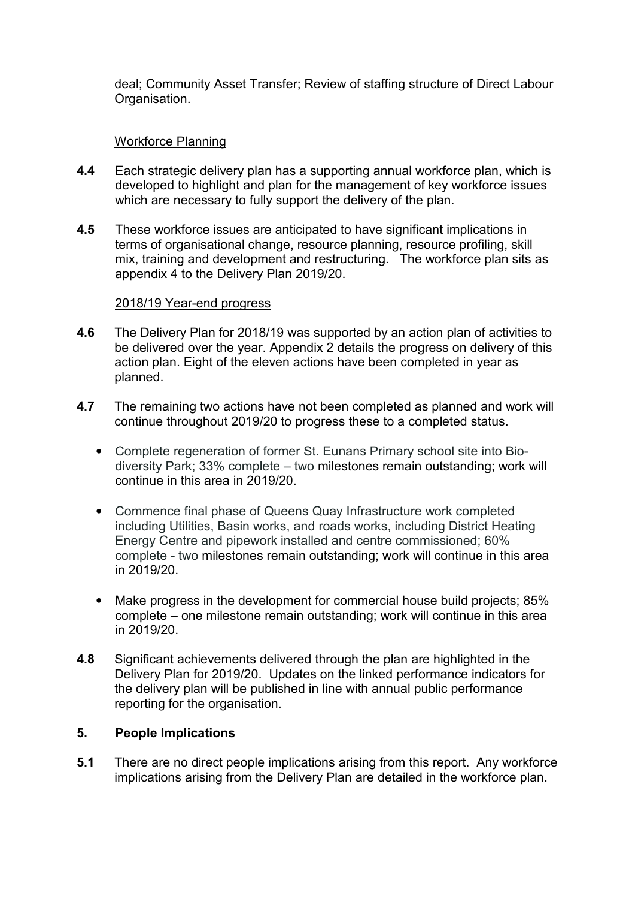deal; Community Asset Transfer; Review of staffing structure of Direct Labour Organisation.

Workforce Planning

**4.4** Each strategic delivery plan has a supporting annual workforce plan, which is developed to highlight and plan for the management of key workforce issues which are necessary to fully support the delivery of the plan.

**4.5** These workforce issues are anticipated to have significant implications in terms of organisational change, resource planning, resource profiling, skill mix, training and development and restructuring. The workforce plan sits as appendix 4 to the Delivery Plan 2019/20.

2018/19 Year-end progress

**4.6** The Delivery Plan for 2018/19 was supported by an action plan of activities to be delivered over the year. Appendix 2 details the progress on delivery of this action plan. Eight of the eleven actions have been completed in year as planned.

**4.7** The remaining two actions have not been completed as planned and work will continue throughout 2019/20 to progress these to a completed status.

- Complete regeneration of former St. Eunans Primary school site into Bio-diversity Park; 33% complete – two milestones remain outstanding; work will continue in this area in 2019/20.
- Commence final phase of Queens Quay Infrastructure work completed including Utilities, Basin works, and roads works, including District Heating Energy Centre and pipework installed and centre commissioned; 60% complete - two milestones remain outstanding; work will continue in this area in 2019/20.
- Make progress in the development for commercial house build projects; 85% complete – one milestone remain outstanding; work will continue in this area in 2019/20.

**4.8** Significant achievements delivered through the plan are highlighted in the Delivery Plan for 2019/20. Updates on the linked performance indicators for the delivery plan will be published in line with annual public performance reporting for the organisation.

## 5. People Implications

**5.1** There are no direct people implications arising from this report. Any workforce implications arising from the Delivery Plan are detailed in the workforce plan.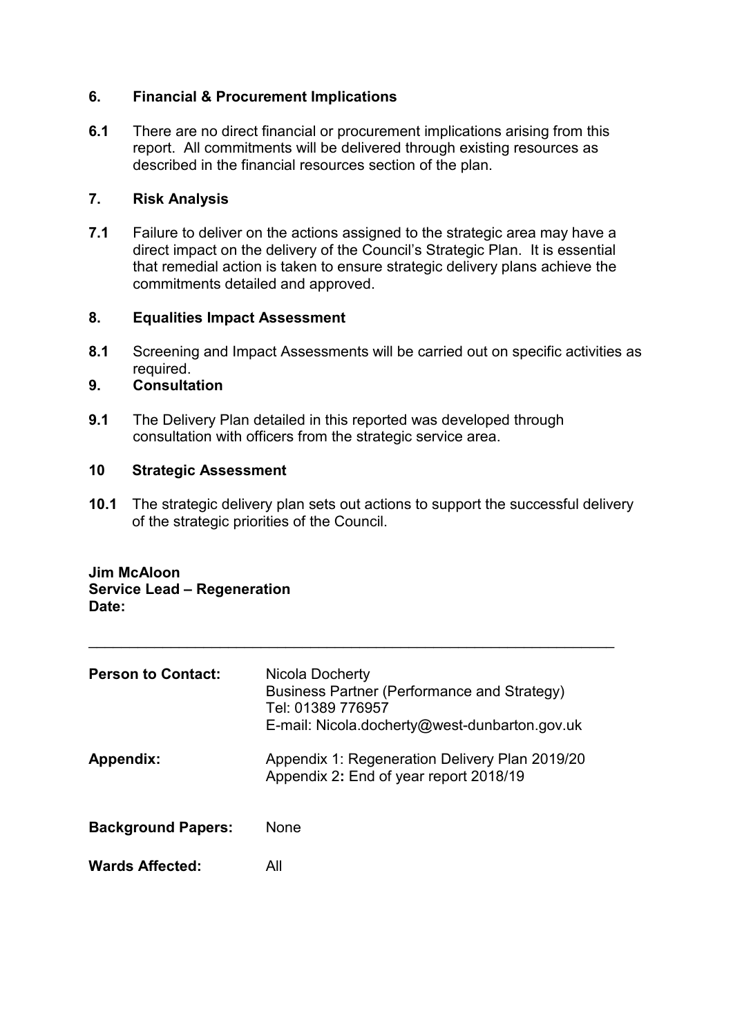## 6. Financial & Procurement Implications

**6.1** There are no direct financial or procurement implications arising from this report. All commitments will be delivered through existing resources as described in the financial resources section of the plan.

## 7. Risk Analysis

**7.1** Failure to deliver on the actions assigned to the strategic area may have a direct impact on the delivery of the Council's Strategic Plan. It is essential that remedial action is taken to ensure strategic delivery plans achieve the commitments detailed and approved.

## 8. Equalities Impact Assessment

**8.1** Screening and Impact Assessments will be carried out on specific activities as required.

## 9. Consultation

**9.1** The Delivery Plan detailed in this reported was developed through consultation with officers from the strategic service area.

## 10 Strategic Assessment

**10.1** The strategic delivery plan sets out actions to support the successful delivery of the strategic priorities of the Council.

**Jim McAloon**
**Service Lead – Regeneration**
**Date:**

---

| | |
|---|---|
| **Person to Contact:** | Nicola Docherty<br>Business Partner (Performance and Strategy)<br>Tel: 01389 776957<br>E-mail: Nicola.docherty@west-dunbarton.gov.uk |
| **Appendix:** | Appendix 1: Regeneration Delivery Plan 2019/20<br>Appendix 2**:** End of year report 2018/19 |
| **Background Papers:** | None |
| **Wards Affected:** | All |